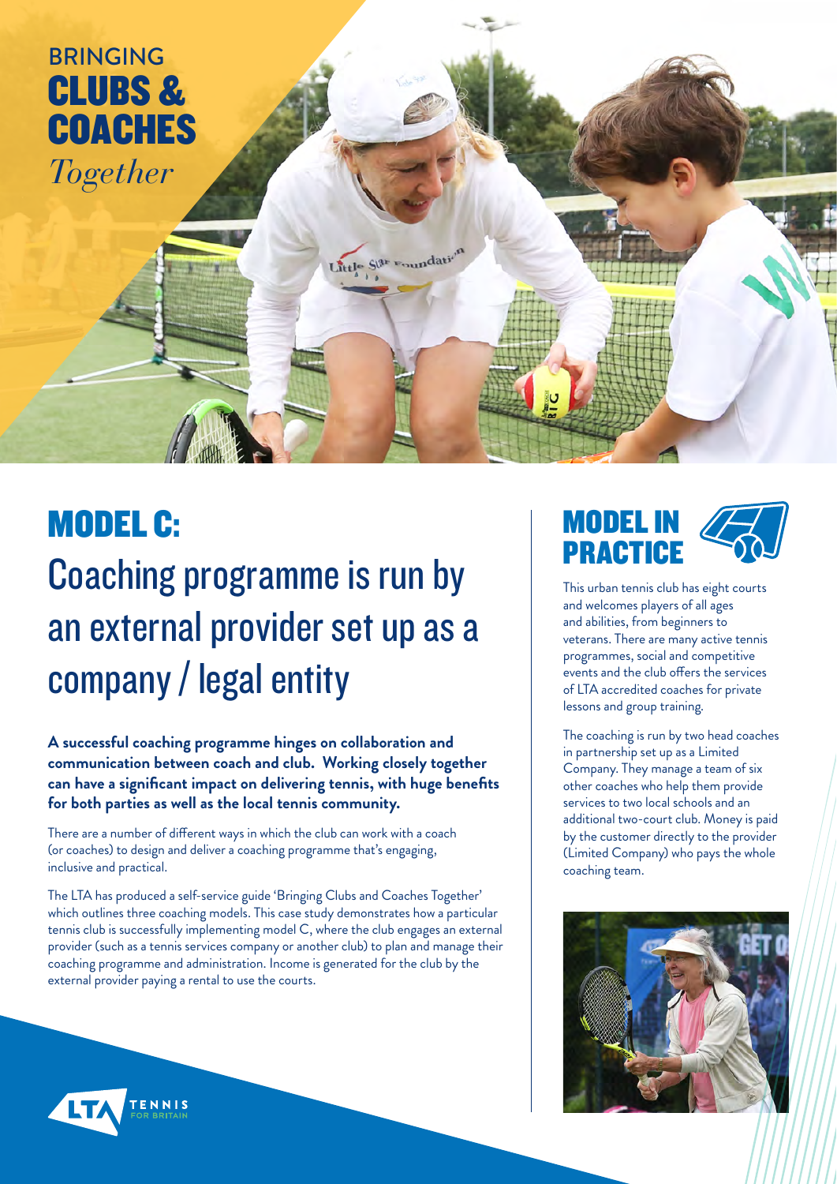BRINGING

# CLUBS & COACHES

*Together*

# MODEL C:

## Coaching programme is run by an external provider set up as a company / legal entity

**A successful coaching programme hinges on collaboration and communication between coach and club. Working closely together can have a significant impact on delivering tennis, with huge benefits for both parties as well as the local tennis community.**

There are a number of different ways in which the club can work with a coach (or coaches) to design and deliver a coaching programme that's engaging, inclusive and practical.

The LTA has produced a self-service guide 'Bringing Clubs and Coaches Together' which outlines three coaching models. This case study demonstrates how a particular tennis club is successfully implementing model C, where the club engages an external provider (such as a tennis services company or another club) to plan and manage their coaching programme and administration. Income is generated for the club by the external provider paying a rental to use the courts.

## MODEL IN PRACTICE

This urban tennis club has eight courts and welcomes players of all ages and abilities, from beginners to veterans. There are many active tennis programmes, social and competitive events and the club offers the services of LTA accredited coaches for private lessons and group training.

The coaching is run by two head coaches in partnership set up as a Limited Company. They manage a team of six other coaches who help them provide services to two local schools and an additional two-court club. Money is paid by the customer directly to the provider (Limited Company) who pays the whole coaching team.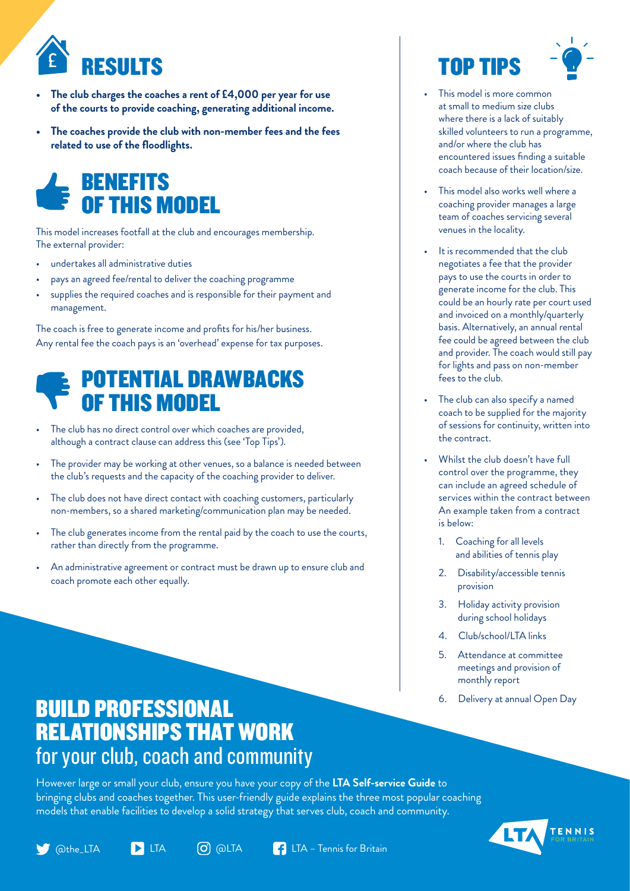## RESULTS

- **The club charges the coaches a rent of £4,000 per year for use of the courts to provide coaching, generating additional income.**
- **The coaches provide the club with non-member fees and the fees related to use of the floodlights.**

## BENEFITS OF THIS MODEL

This model increases footfall at the club and encourages membership. The external provider:

- undertakes all administrative duties
- pays an agreed fee/rental to deliver the coaching programme
- supplies the required coaches and is responsible for their payment and management.

The coach is free to generate income and profits for his/her business. Any rental fee the coach pays is an 'overhead' expense for tax purposes.

## POTENTIAL DRAWBACKS OF THIS MODEL

- The club has no direct control over which coaches are provided, although a contract clause can address this (see 'Top Tips').
- The provider may be working at other venues, so a balance is needed between the club's requests and the capacity of the coaching provider to deliver.
- The club does not have direct contact with coaching customers, particularly non-members, so a shared marketing/communication plan may be needed.
- The club generates income from the rental paid by the coach to use the courts, rather than directly from the programme.
- An administrative agreement or contract must be drawn up to ensure club and coach promote each other equally.

## TOP TIPS

- This model is more common at small to medium size clubs where there is a lack of suitably skilled volunteers to run a programme, and/or where the club has encountered issues finding a suitable coach because of their location/size.
- This model also works well where a coaching provider manages a large team of coaches servicing several venues in the locality.
- It is recommended that the club negotiates a fee that the provider pays to use the courts in order to generate income for the club. This could be an hourly rate per court used and invoiced on a monthly/quarterly basis. Alternatively, an annual rental fee could be agreed between the club and provider. The coach would still pay for lights and pass on non-member fees to the club.
- The club can also specify a named coach to be supplied for the majority of sessions for continuity, written into the contract.
- Whilst the club doesn't have full control over the programme, they can include an agreed schedule of services within the contract between An example taken from a contract is below:
  1. Coaching for all levels and abilities of tennis play
  2. Disability/accessible tennis provision
  3. Holiday activity provision during school holidays
  4. Club/school/LTA links
  5. Attendance at committee meetings and provision of monthly report
  6. Delivery at annual Open Day

## BUILD PROFESSIONAL RELATIONSHIPS THAT WORK for your club, coach and community

However large or small your club, ensure you have your copy of the **LTA Self-service Guide** to bringing clubs and coaches together. This user-friendly guide explains the three most popular coaching models that enable facilities to develop a solid strategy that serves club, coach and community.

@the_LTA LTA @LTA LTA – Tennis for Britain

LTA TENNIS FOR BRITAIN